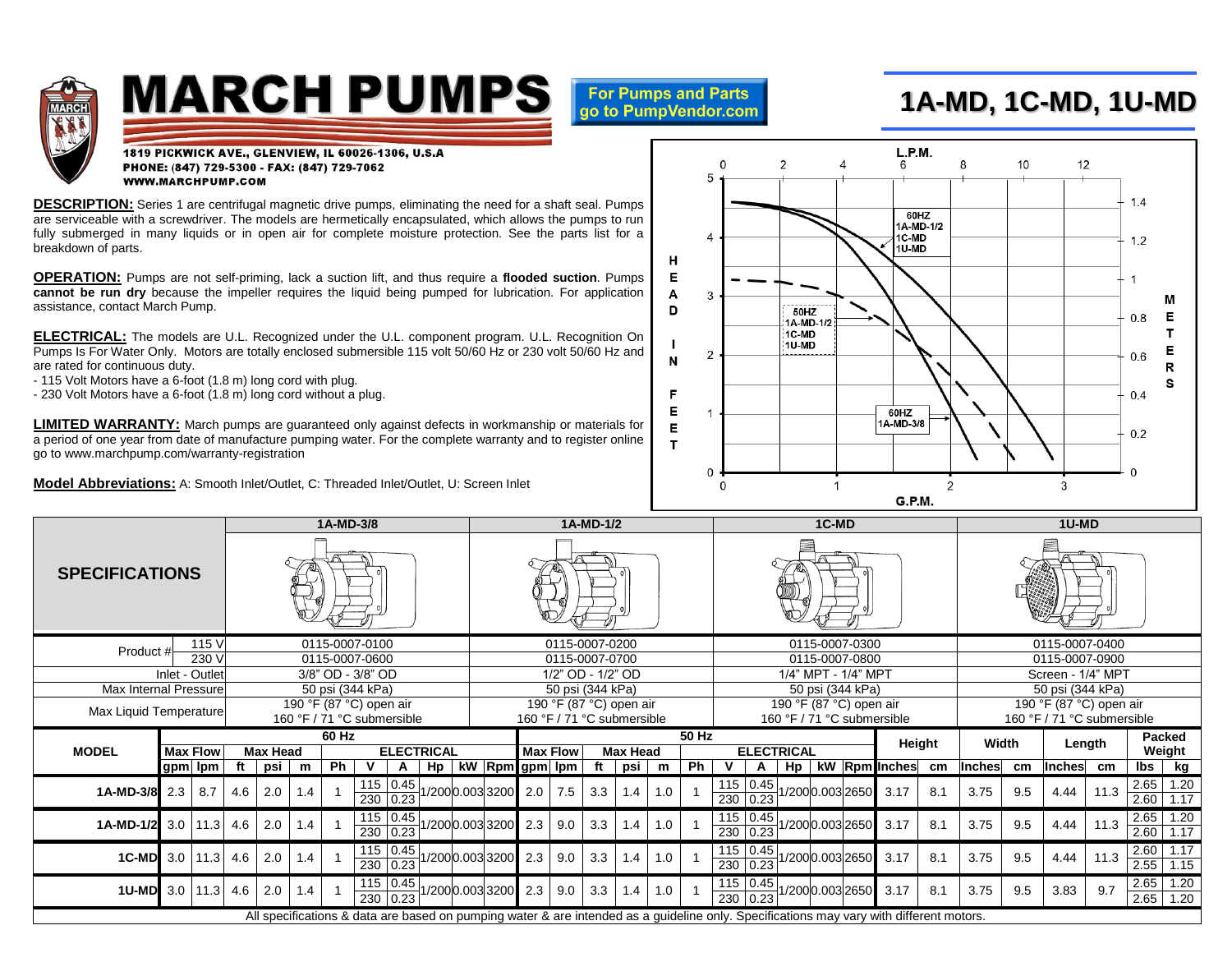# MARCH PUMPS

1819 PICKWICK AVE., GLENVIEW, IL 60026-1306, U.S.A
PHONE: (847) 729-5300 - FAX: (847) 729-7062
WWW.MARCHPUMP.COM

For Pumps and Parts go to PumpVendor.com

# 1A-MD, 1C-MD, 1U-MD

**DESCRIPTION:** Series 1 are centrifugal magnetic drive pumps, eliminating the need for a shaft seal. Pumps are serviceable with a screwdriver. The models are hermetically encapsulated, which allows the pumps to run fully submerged in many liquids or in open air for complete moisture protection. See the parts list for a breakdown of parts.

**OPERATION:** Pumps are not self-priming, lack a suction lift, and thus require a **flooded suction**. Pumps **cannot be run dry** because the impeller requires the liquid being pumped for lubrication. For application assistance, contact March Pump.

**ELECTRICAL:** The models are U.L. Recognized under the U.L. component program. U.L. Recognition On Pumps Is For Water Only. Motors are totally enclosed submersible 115 volt 50/60 Hz or 230 volt 50/60 Hz and are rated for continuous duty.

- 115 Volt Motors have a 6-foot (1.8 m) long cord with plug.
- 230 Volt Motors have a 6-foot (1.8 m) long cord without a plug.

**LIMITED WARRANTY:** March pumps are guaranteed only against defects in workmanship or materials for a period of one year from date of manufacture pumping water. For the complete warranty and to register online go to www.marchpump.com/warranty-registration

**Model Abbreviations:** A: Smooth Inlet/Outlet, C: Threaded Inlet/Outlet, U: Screen Inlet

| SPECIFICATIONS | | 1A-MD-3/8 | 1A-MD-1/2 | 1C-MD | 1U-MD |
|---|---|---|---|---|---|
| Product # | 115 V | 0115-0007-0100 | 0115-0007-0200 | 0115-0007-0300 | 0115-0007-0400 |
| | 230 V | 0115-0007-0600 | 0115-0007-0700 | 0115-0007-0800 | 0115-0007-0900 |
| Inlet - Outlet | | 3/8" OD - 3/8" OD | 1/2" OD - 1/2" OD | 1/4" MPT - 1/4" MPT | Screen - 1/4" MPT |
| Max Internal Pressure | | 50 psi (344 kPa) | 50 psi (344 kPa) | 50 psi (344 kPa) | 50 psi (344 kPa) |
| Max Liquid Temperature | | 190 °F (87 °C) open air<br>160 °F / 71 °C submersible | 190 °F (87 °C) open air<br>160 °F / 71 °C submersible | 190 °F (87 °C) open air<br>160 °F / 71 °C submersible | 190 °F (87 °C) open air<br>160 °F / 71 °C submersible |

| MODEL | 60 Hz Max Flow | | 60 Hz Max Head | | | 60 Hz ELECTRICAL | | | | | | 50 Hz Max Flow | | 50 Hz Max Head | | | 50 Hz ELECTRICAL | | | | | | Height | | Width | | Length | | Packed Weight | |
|---|---|---|---|---|---|---|---|---|---|---|---|---|---|---|---|---|---|---|---|---|---|---|---|---|---|---|---|---|---|---|
| | gpm | lpm | ft | psi | m | Ph | V | A | Hp | kW | Rpm | gpm | lpm | ft | psi | m | Ph | V | A | Hp | kW | Rpm | Inches | cm | Inches | cm | Inches | cm | lbs | kg |
| 1A-MD-3/8 | 2.3 | 8.7 | 4.6 | 2.0 | 1.4 | 1 | 115<br>230 | 0.45<br>0.23 | 1/200 | 0.003 | 3200 | 2.0 | 7.5 | 3.3 | 1.4 | 1.0 | 1 | 115<br>230 | 0.45<br>0.23 | 1/200 | 0.003 | 2650 | 3.17 | 8.1 | 3.75 | 9.5 | 4.44 | 11.3 | 2.65<br>2.60 | 1.20<br>1.17 |
| 1A-MD-1/2 | 3.0 | 11.3 | 4.6 | 2.0 | 1.4 | 1 | 115<br>230 | 0.45<br>0.23 | 1/200 | 0.003 | 3200 | 2.3 | 9.0 | 3.3 | 1.4 | 1.0 | 1 | 115<br>230 | 0.45<br>0.23 | 1/200 | 0.003 | 2650 | 3.17 | 8.1 | 3.75 | 9.5 | 4.44 | 11.3 | 2.65<br>2.60 | 1.20<br>1.17 |
| 1C-MD | 3.0 | 11.3 | 4.6 | 2.0 | 1.4 | 1 | 115<br>230 | 0.45<br>0.23 | 1/200 | 0.003 | 3200 | 2.3 | 9.0 | 3.3 | 1.4 | 1.0 | 1 | 115<br>230 | 0.45<br>0.23 | 1/200 | 0.003 | 2650 | 3.17 | 8.1 | 3.75 | 9.5 | 4.44 | 11.3 | 2.60<br>2.55 | 1.17<br>1.15 |
| 1U-MD | 3.0 | 11.3 | 4.6 | 2.0 | 1.4 | 1 | 115<br>230 | 0.45<br>0.23 | 1/200 | 0.003 | 3200 | 2.3 | 9.0 | 3.3 | 1.4 | 1.0 | 1 | 115<br>230 | 0.45<br>0.23 | 1/200 | 0.003 | 2650 | 3.17 | 8.1 | 3.75 | 9.5 | 3.83 | 9.7 | 2.65<br>2.65 | 1.20<br>1.20 |

All specifications & data are based on pumping water & are intended as a guideline only. Specifications may vary with different motors.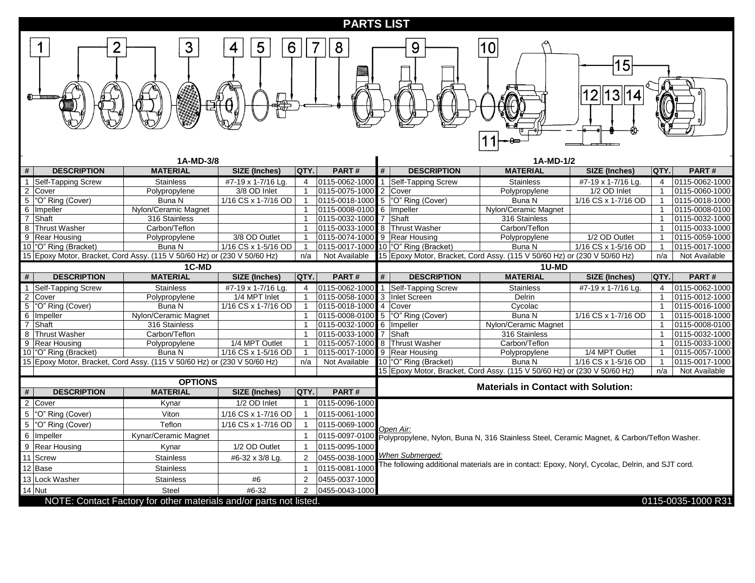# PARTS LIST

### 1A-MD-3/8

| # | DESCRIPTION | MATERIAL | SIZE (Inches) | QTY. | PART # |
|---|---|---|---|---|---|
| 1 | Self-Tapping Screw | Stainless | #7-19 x 1-7/16 Lg. | 4 | 0115-0062-1000 |
| 2 | Cover | Polypropylene | 3/8 OD Inlet | 1 | 0115-0075-1000 |
| 5 | "O" Ring (Cover) | Buna N | 1/16 CS x 1-7/16 OD | 1 | 0115-0018-1000 |
| 6 | Impeller | Nylon/Ceramic Magnet | | 1 | 0115-0008-0100 |
| 7 | Shaft | 316 Stainless | | 1 | 0115-0032-1000 |
| 8 | Thrust Washer | Carbon/Teflon | | 1 | 0115-0033-1000 |
| 9 | Rear Housing | Polypropylene | 3/8 OD Outlet | 1 | 0115-0074-1000 |
| 10 | "O" Ring (Bracket) | Buna N | 1/16 CS x 1-5/16 OD | 1 | 0115-0017-1000 |
| 15 | Epoxy Motor, Bracket, Cord Assy. (115 V 50/60 Hz) or (230 V 50/60 Hz) | | | n/a | Not Available |

### 1A-MD-1/2

| # | DESCRIPTION | MATERIAL | SIZE (Inches) | QTY. | PART # |
|---|---|---|---|---|---|
| 1 | Self-Tapping Screw | Stainless | #7-19 x 1-7/16 Lg. | 4 | 0115-0062-1000 |
| 2 | Cover | Polypropylene | 1/2 OD Inlet | 1 | 0115-0060-1000 |
| 5 | "O" Ring (Cover) | Buna N | 1/16 CS x 1-7/16 OD | 1 | 0115-0018-1000 |
| 6 | Impeller | Nylon/Ceramic Magnet | | 1 | 0115-0008-0100 |
| 7 | Shaft | 316 Stainless | | 1 | 0115-0032-1000 |
| 8 | Thrust Washer | Carbon/Teflon | | 1 | 0115-0033-1000 |
| 9 | Rear Housing | Polypropylene | 1/2 OD Outlet | 1 | 0115-0059-1000 |
| 10 | "O" Ring (Bracket) | Buna N | 1/16 CS x 1-5/16 OD | 1 | 0115-0017-1000 |
| 15 | Epoxy Motor, Bracket, Cord Assy. (115 V 50/60 Hz) or (230 V 50/60 Hz) | | | n/a | Not Available |

### 1C-MD

| # | DESCRIPTION | MATERIAL | SIZE (Inches) | QTY. | PART # |
|---|---|---|---|---|---|
| 1 | Self-Tapping Screw | Stainless | #7-19 x 1-7/16 Lg. | 4 | 0115-0062-1000 |
| 2 | Cover | Polypropylene | 1/4 MPT Inlet | 1 | 0115-0058-1000 |
| 5 | "O" Ring (Cover) | Buna N | 1/16 CS x 1-7/16 OD | 1 | 0115-0018-1000 |
| 6 | Impeller | Nylon/Ceramic Magnet | | 1 | 0115-0008-0100 |
| 7 | Shaft | 316 Stainless | | 1 | 0115-0032-1000 |
| 8 | Thrust Washer | Carbon/Teflon | | 1 | 0115-0033-1000 |
| 9 | Rear Housing | Polypropylene | 1/4 MPT Outlet | 1 | 0115-0057-1000 |
| 10 | "O" Ring (Bracket) | Buna N | 1/16 CS x 1-5/16 OD | 1 | 0115-0017-1000 |
| 15 | Epoxy Motor, Bracket, Cord Assy. (115 V 50/60 Hz) or (230 V 50/60 Hz) | | | n/a | Not Available |

### 1U-MD

| # | DESCRIPTION | MATERIAL | SIZE (Inches) | QTY. | PART # |
|---|---|---|---|---|---|
| 1 | Self-Tapping Screw | Stainless | #7-19 x 1-7/16 Lg. | 4 | 0115-0062-1000 |
| 3 | Inlet Screen | Delrin | | 1 | 0115-0012-1000 |
| 4 | Cover | Cycolac | | 1 | 0115-0016-1000 |
| 5 | "O" Ring (Cover) | Buna N | 1/16 CS x 1-7/16 OD | 1 | 0115-0018-1000 |
| 6 | Impeller | Nylon/Ceramic Magnet | | 1 | 0115-0008-0100 |
| 7 | Shaft | 316 Stainless | | 1 | 0115-0032-1000 |
| 8 | Thrust Washer | Carbon/Teflon | | 1 | 0115-0033-1000 |
| 9 | Rear Housing | Polypropylene | 1/4 MPT Outlet | 1 | 0115-0057-1000 |
| 10 | "O" Ring (Bracket) | Buna N | 1/16 CS x 1-5/16 OD | 1 | 0115-0017-1000 |
| 15 | Epoxy Motor, Bracket, Cord Assy. (115 V 50/60 Hz) or (230 V 50/60 Hz) | | | n/a | Not Available |

### OPTIONS

| # | DESCRIPTION | MATERIAL | SIZE (Inches) | QTY. | PART # |
|---|---|---|---|---|---|
| 2 | Cover | Kynar | 1/2 OD Inlet | 1 | 0115-0096-1000 |
| 5 | "O" Ring (Cover) | Viton | 1/16 CS x 1-7/16 OD | 1 | 0115-0061-1000 |
| 5 | "O" Ring (Cover) | Teflon | 1/16 CS x 1-7/16 OD | 1 | 0115-0069-1000 |
| 6 | Impeller | Kynar/Ceramic Magnet | | 1 | 0115-0097-0100 |
| 9 | Rear Housing | Kynar | 1/2 OD Outlet | 1 | 0115-0095-1000 |
| 11 | Screw | Stainless | #6-32 x 3/8 Lg. | 2 | 0455-0038-1000 |
| 12 | Base | Stainless | | 1 | 0115-0081-1000 |
| 13 | Lock Washer | Stainless | #6 | 2 | 0455-0037-1000 |
| 14 | Nut | Steel | #6-32 | 2 | 0455-0043-1000 |

### Materials in Contact with Solution:

*Open Air:*
Polypropylene, Nylon, Buna N, 316 Stainless Steel, Ceramic Magnet, & Carbon/Teflon Washer.

*When Submerged:*
The following additional materials are in contact: Epoxy, Noryl, Cycolac, Delrin, and SJT cord.

NOTE: Contact Factory for other materials and/or parts not listed.

0115-0035-1000 R31